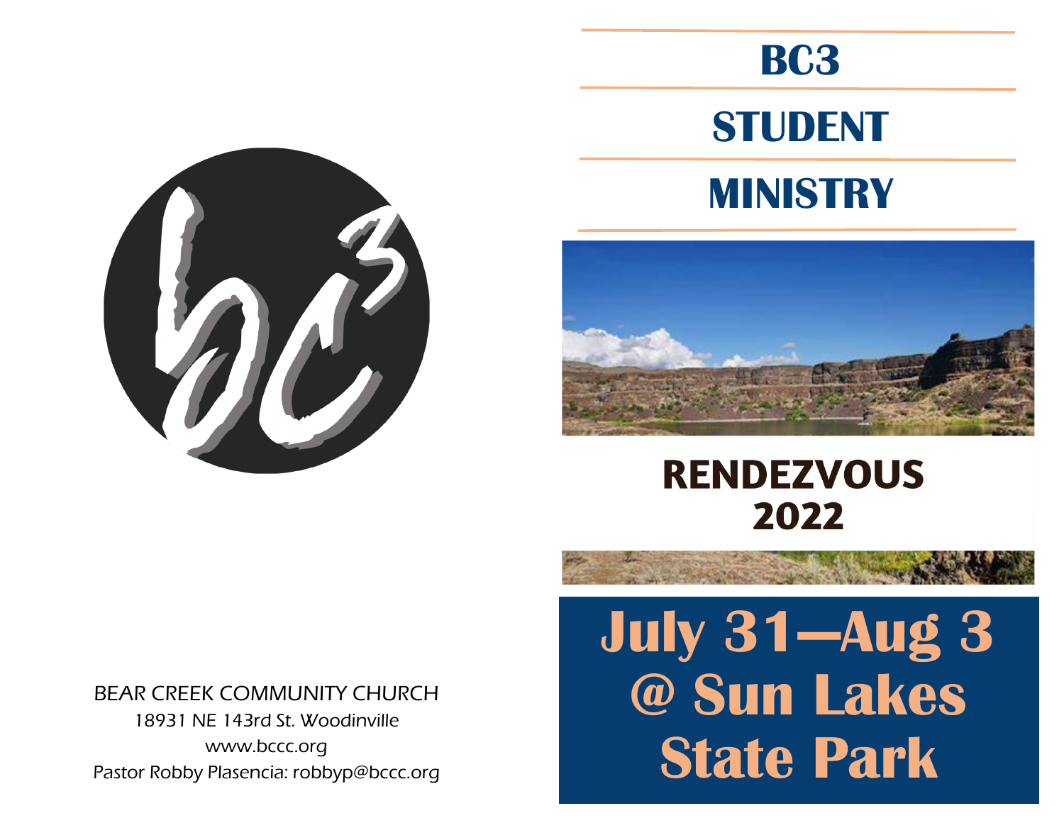BEAR CREEK COMMUNITY CHURCH

18931 NE 143rd St. Woodinville

www.bccc.org

Pastor Robby Plasencia: robbyp@bccc.org

# BC3

# STUDENT

# MINISTRY

## RENDEZVOUS 2022

# July 31—Aug 3 @ Sun Lakes State Park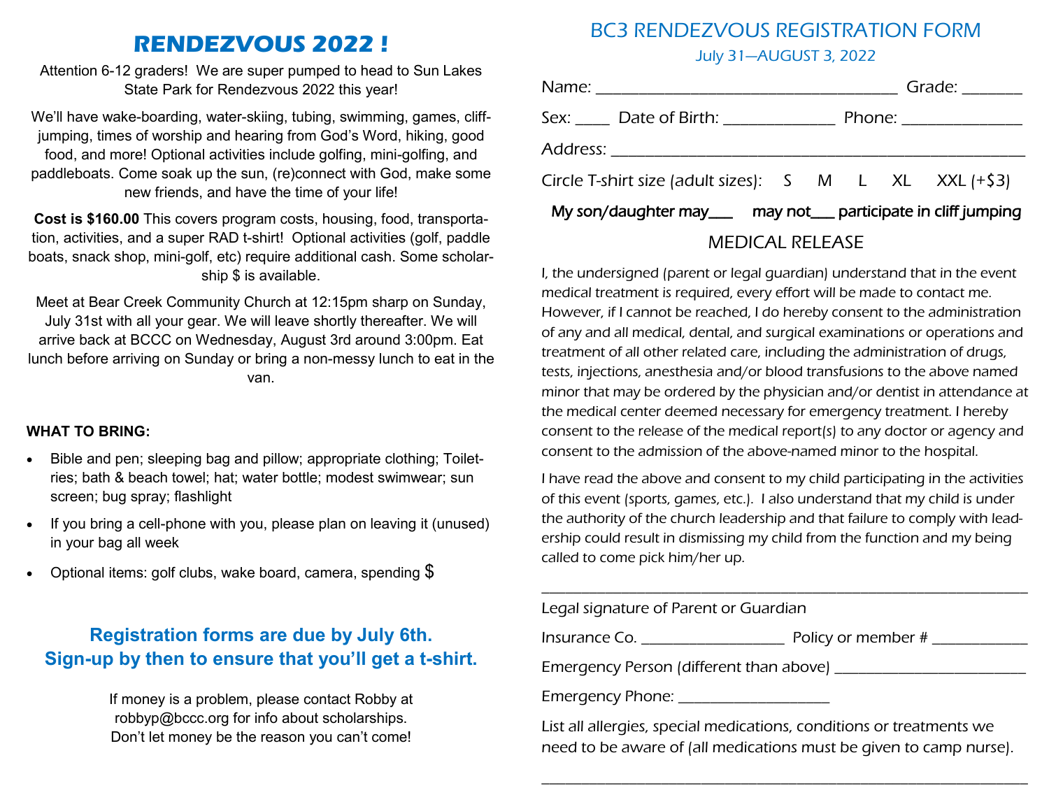# RENDEZVOUS 2022 !

Attention 6-12 graders! We are super pumped to head to Sun Lakes State Park for Rendezvous 2022 this year!

We'll have wake-boarding, water-skiing, tubing, swimming, games, cliff-jumping, times of worship and hearing from God's Word, hiking, good food, and more! Optional activities include golfing, mini-golfing, and paddleboats. Come soak up the sun, (re)connect with God, make some new friends, and have the time of your life!

**Cost is $160.00** This covers program costs, housing, food, transportation, activities, and a super RAD t-shirt! Optional activities (golf, paddle boats, snack shop, mini-golf, etc) require additional cash. Some scholarship $ is available.

Meet at Bear Creek Community Church at 12:15pm sharp on Sunday, July 31st with all your gear. We will leave shortly thereafter. We will arrive back at BCCC on Wednesday, August 3rd around 3:00pm. Eat lunch before arriving on Sunday or bring a non-messy lunch to eat in the van.

**WHAT TO BRING:**

- Bible and pen; sleeping bag and pillow; appropriate clothing; Toiletries; bath & beach towel; hat; water bottle; modest swimwear; sun screen; bug spray; flashlight
- If you bring a cell-phone with you, please plan on leaving it (unused) in your bag all week
- Optional items: golf clubs, wake board, camera, spending $

**Registration forms are due by July 6th.**
**Sign-up by then to ensure that you'll get a t-shirt.**

If money is a problem, please contact Robby at robbyp@bccc.org for info about scholarships. Don't let money be the reason you can't come!

## BC3 RENDEZVOUS REGISTRATION FORM

July 31—AUGUST 3, 2022

Name: ______________________________ Grade: _______

Sex: ____ Date of Birth: _____________ Phone: ______________

Address: ____________________________________________

Circle T-shirt size (adult sizes): S M L XL XXL (+$3)

My son/daughter may___ may not___ participate in cliff jumping

### MEDICAL RELEASE

I, the undersigned (parent or legal guardian) understand that in the event medical treatment is required, every effort will be made to contact me. However, if I cannot be reached, I do hereby consent to the administration of any and all medical, dental, and surgical examinations or operations and treatment of all other related care, including the administration of drugs, tests, injections, anesthesia and/or blood transfusions to the above named minor that may be ordered by the physician and/or dentist in attendance at the medical center deemed necessary for emergency treatment. I hereby consent to the release of the medical report(s) to any doctor or agency and consent to the admission of the above-named minor to the hospital.

I have read the above and consent to my child participating in the activities of this event (sports, games, etc.). I also understand that my child is under the authority of the church leadership and that failure to comply with leadership could result in dismissing my child from the function and my being called to come pick him/her up.

______________________________________________________

Legal signature of Parent or Guardian

Insurance Co. _________________ Policy or member # ___________

Emergency Person (different than above) _______________________

Emergency Phone: __________________

List all allergies, special medications, conditions or treatments we need to be aware of (all medications must be given to camp nurse).

______________________________________________________